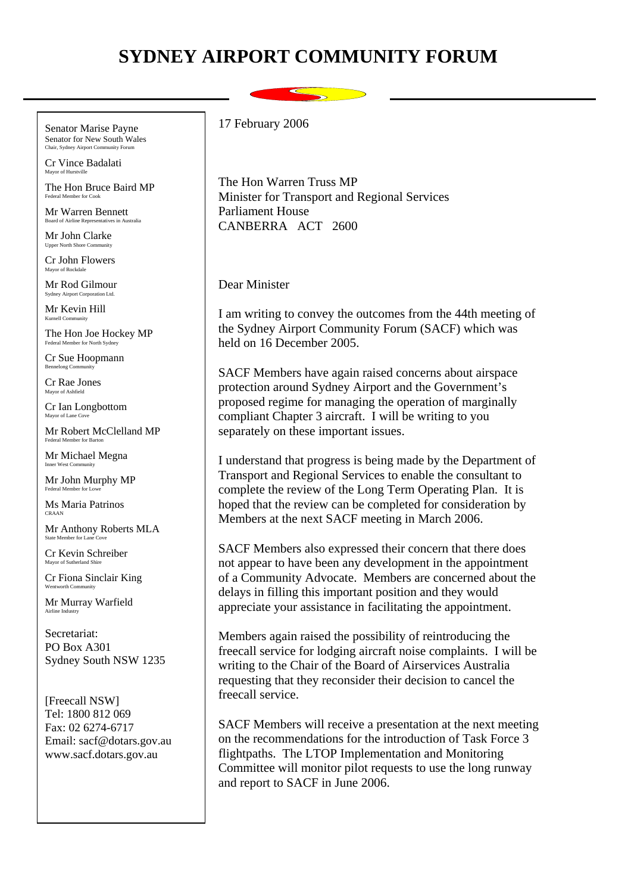# SYDNEY AIRPORT COMMUNITY FORUM

Senator Marise Payne
Senator for New South Wales
Chair, Sydney Airport Community Forum

Cr Vince Badalati
Mayor of Hurstville

The Hon Bruce Baird MP
Federal Member for Cook

Mr Warren Bennett
Board of Airline Representatives in Australia

Mr John Clarke
Upper North Shore Community

Cr John Flowers
Mayor of Rockdale

Mr Rod Gilmour
Sydney Airport Corporation Ltd.

Mr Kevin Hill
Kurnell Community

The Hon Joe Hockey MP
Federal Member for North Sydney

Cr Sue Hoopmann
Bennelong Community

Cr Rae Jones
Mayor of Ashfield

Cr Ian Longbottom
Mayor of Lane Cove

Mr Robert McClelland MP
Federal Member for Barton

Mr Michael Megna
Inner West Community

Mr John Murphy MP
Federal Member for Lowe

Ms Maria Patrinos
CRAAN

Mr Anthony Roberts MLA
State Member for Lane Cove

Cr Kevin Schreiber
Mayor of Sutherland Shire

Cr Fiona Sinclair King
Wentworth Community

Mr Murray Warfield
Airline Industry

Secretariat:
PO Box A301
Sydney South NSW 1235

[Freecall NSW]
Tel: 1800 812 069
Fax: 02 6274-6717
Email: sacf@dotars.gov.au
www.sacf.dotars.gov.au

17 February 2006

The Hon Warren Truss MP
Minister for Transport and Regional Services
Parliament House
CANBERRA ACT 2600

Dear Minister

I am writing to convey the outcomes from the 44th meeting of the Sydney Airport Community Forum (SACF) which was held on 16 December 2005.

SACF Members have again raised concerns about airspace protection around Sydney Airport and the Government's proposed regime for managing the operation of marginally compliant Chapter 3 aircraft. I will be writing to you separately on these important issues.

I understand that progress is being made by the Department of Transport and Regional Services to enable the consultant to complete the review of the Long Term Operating Plan. It is hoped that the review can be completed for consideration by Members at the next SACF meeting in March 2006.

SACF Members also expressed their concern that there does not appear to have been any development in the appointment of a Community Advocate. Members are concerned about the delays in filling this important position and they would appreciate your assistance in facilitating the appointment.

Members again raised the possibility of reintroducing the freecall service for lodging aircraft noise complaints. I will be writing to the Chair of the Board of Airservices Australia requesting that they reconsider their decision to cancel the freecall service.

SACF Members will receive a presentation at the next meeting on the recommendations for the introduction of Task Force 3 flightpaths. The LTOP Implementation and Monitoring Committee will monitor pilot requests to use the long runway and report to SACF in June 2006.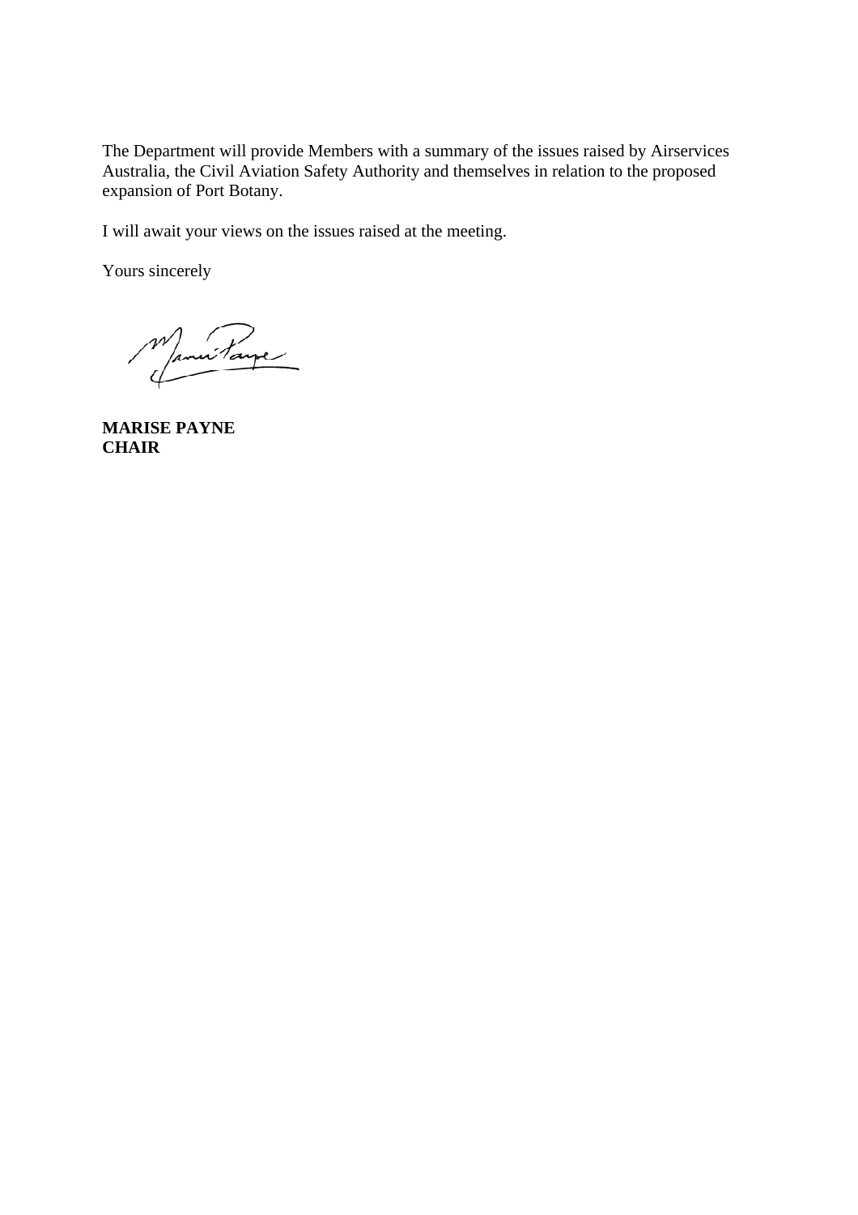The Department will provide Members with a summary of the issues raised by Airservices Australia, the Civil Aviation Safety Authority and themselves in relation to the proposed expansion of Port Botany.

I will await your views on the issues raised at the meeting.

Yours sincerely

**MARISE PAYNE**
**CHAIR**